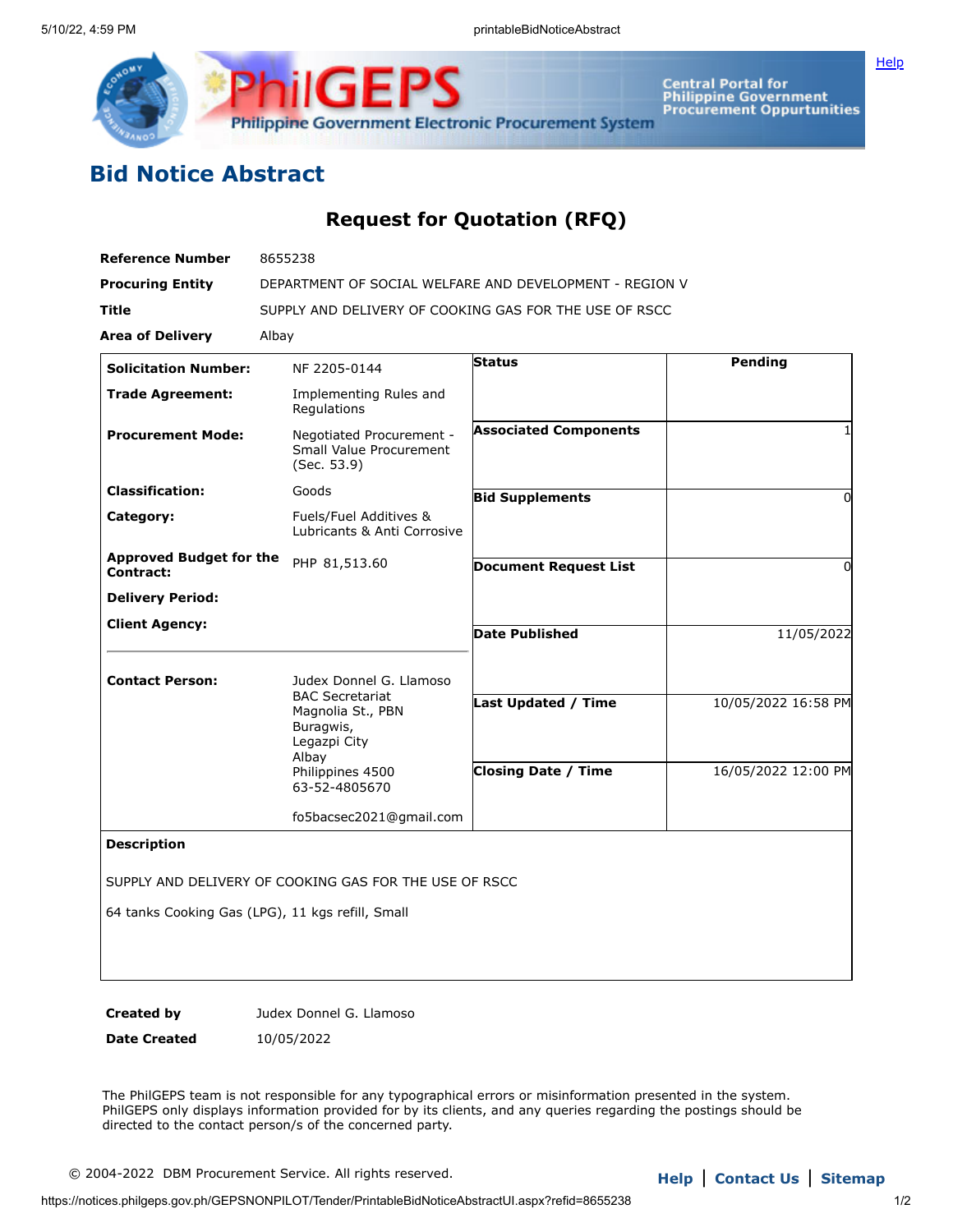# Bid Notice Abstract

## Request for Quotation (RFQ)

| | |
|---|---|
| **Reference Number** | 8655238 |
| **Procuring Entity** | DEPARTMENT OF SOCIAL WELFARE AND DEVELOPMENT - REGION V |
| **Title** | SUPPLY AND DELIVERY OF COOKING GAS FOR THE USE OF RSCC |
| **Area of Delivery** | Albay |

| | |
|---|---|
| **Solicitation Number:** | NF 2205-0144 |
| **Trade Agreement:** | Implementing Rules and Regulations |
| **Procurement Mode:** | Negotiated Procurement - Small Value Procurement (Sec. 53.9) |
| **Classification:** | Goods |
| **Category:** | Fuels/Fuel Additives & Lubricants & Anti Corrosive |
| **Approved Budget for the Contract:** | PHP 81,513.60 |
| **Delivery Period:** | |
| **Client Agency:** | |
| **Contact Person:** | Judex Donnel G. Llamoso<br>BAC Secretariat<br>Magnolia St., PBN<br>Buragwis,<br>Legazpi City<br>Albay<br>Philippines 4500<br>63-52-4805670<br><br>fo5bacsec2021@gmail.com |

| | |
|---|---|
| **Status** | Pending |
| **Associated Components** | 1 |
| **Bid Supplements** | 0 |
| **Document Request List** | 0 |
| **Date Published** | 11/05/2022 |
| **Last Updated / Time** | 10/05/2022 16:58 PM |
| **Closing Date / Time** | 16/05/2022 12:00 PM |

**Description**

SUPPLY AND DELIVERY OF COOKING GAS FOR THE USE OF RSCC

64 tanks Cooking Gas (LPG), 11 kgs refill, Small

| | |
|---|---|
| **Created by** | Judex Donnel G. Llamoso |
| **Date Created** | 10/05/2022 |

The PhilGEPS team is not responsible for any typographical errors or misinformation presented in the system. PhilGEPS only displays information provided for by its clients, and any queries regarding the postings should be directed to the contact person/s of the concerned party.

© 2004-2022 DBM Procurement Service. All rights reserved.